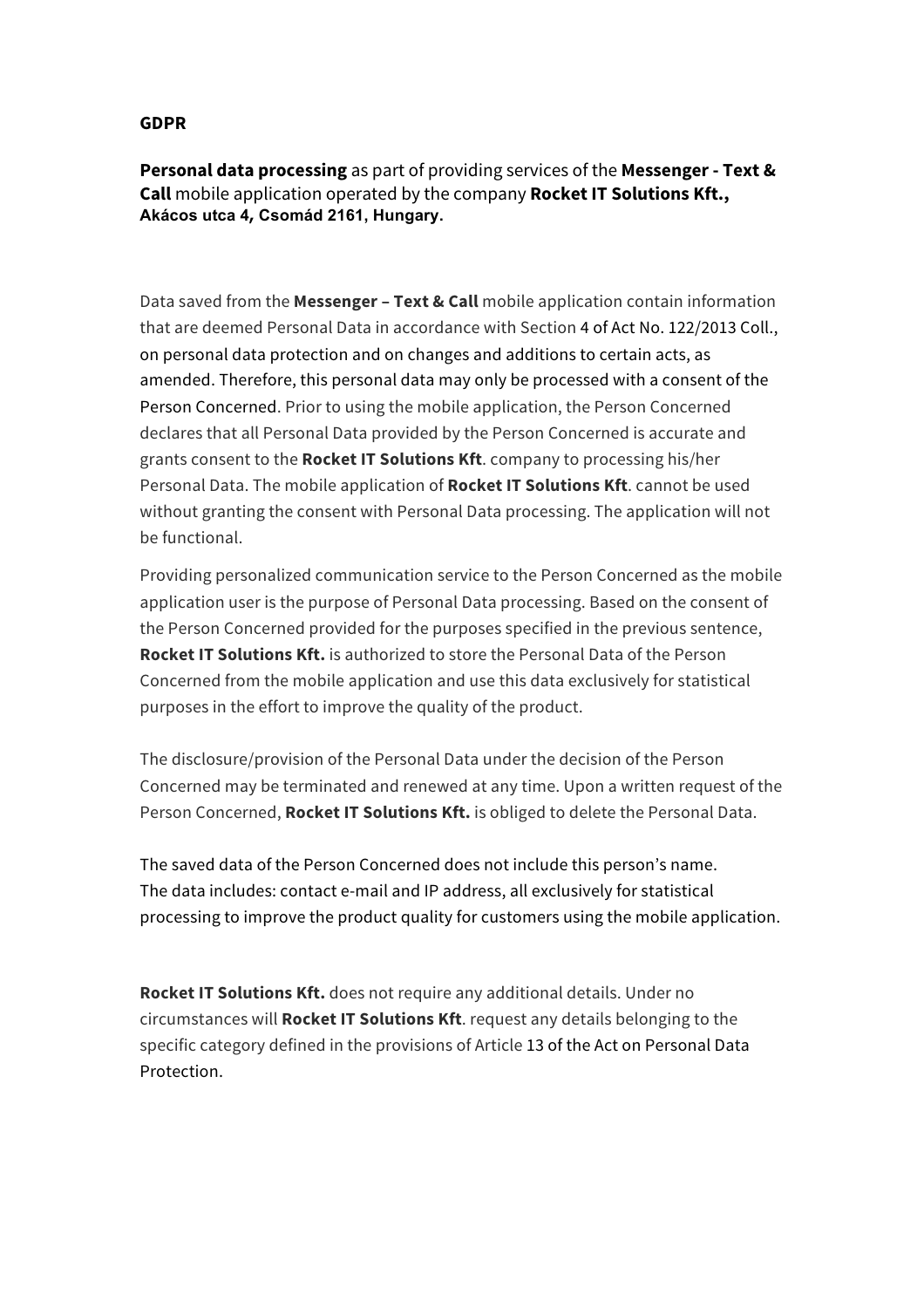**GDPR**

**Personal data processing** as part of providing services of the **Messenger - Text & Call** mobile application operated by the company **Rocket IT Solutions Kft., Akácos utca 4, Csomád 2161, Hungary.**

Data saved from the **Messenger – Text & Call** mobile application contain information that are deemed Personal Data in accordance with Section 4 of Act No. 122/2013 Coll., on personal data protection and on changes and additions to certain acts, as amended. Therefore, this personal data may only be processed with a consent of the Person Concerned. Prior to using the mobile application, the Person Concerned declares that all Personal Data provided by the Person Concerned is accurate and grants consent to the **Rocket IT Solutions Kft**. company to processing his/her Personal Data. The mobile application of **Rocket IT Solutions Kft**. cannot be used without granting the consent with Personal Data processing. The application will not be functional.

Providing personalized communication service to the Person Concerned as the mobile application user is the purpose of Personal Data processing. Based on the consent of the Person Concerned provided for the purposes specified in the previous sentence, **Rocket IT Solutions Kft.** is authorized to store the Personal Data of the Person Concerned from the mobile application and use this data exclusively for statistical purposes in the effort to improve the quality of the product.

The disclosure/provision of the Personal Data under the decision of the Person Concerned may be terminated and renewed at any time. Upon a written request of the Person Concerned, **Rocket IT Solutions Kft.** is obliged to delete the Personal Data.

The saved data of the Person Concerned does not include this person's name.
The data includes: contact e-mail and IP address, all exclusively for statistical processing to improve the product quality for customers using the mobile application.

**Rocket IT Solutions Kft.** does not require any additional details. Under no circumstances will **Rocket IT Solutions Kft**. request any details belonging to the specific category defined in the provisions of Article 13 of the Act on Personal Data Protection.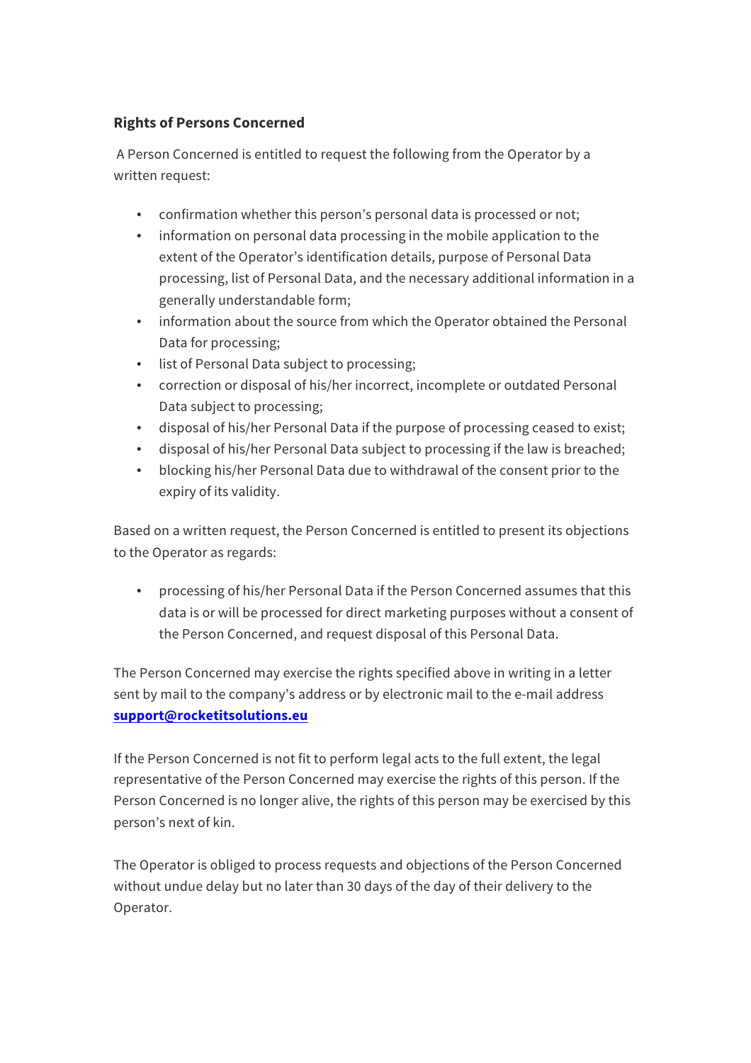**Rights of Persons Concerned**

A Person Concerned is entitled to request the following from the Operator by a written request:

- confirmation whether this person's personal data is processed or not;
- information on personal data processing in the mobile application to the extent of the Operator's identification details, purpose of Personal Data processing, list of Personal Data, and the necessary additional information in a generally understandable form;
- information about the source from which the Operator obtained the Personal Data for processing;
- list of Personal Data subject to processing;
- correction or disposal of his/her incorrect, incomplete or outdated Personal Data subject to processing;
- disposal of his/her Personal Data if the purpose of processing ceased to exist;
- disposal of his/her Personal Data subject to processing if the law is breached;
- blocking his/her Personal Data due to withdrawal of the consent prior to the expiry of its validity.

Based on a written request, the Person Concerned is entitled to present its objections to the Operator as regards:

- processing of his/her Personal Data if the Person Concerned assumes that this data is or will be processed for direct marketing purposes without a consent of the Person Concerned, and request disposal of this Personal Data.

The Person Concerned may exercise the rights specified above in writing in a letter sent by mail to the company's address or by electronic mail to the e-mail address **support@rocketitsolutions.eu**

If the Person Concerned is not fit to perform legal acts to the full extent, the legal representative of the Person Concerned may exercise the rights of this person. If the Person Concerned is no longer alive, the rights of this person may be exercised by this person's next of kin.

The Operator is obliged to process requests and objections of the Person Concerned without undue delay but no later than 30 days of the day of their delivery to the Operator.